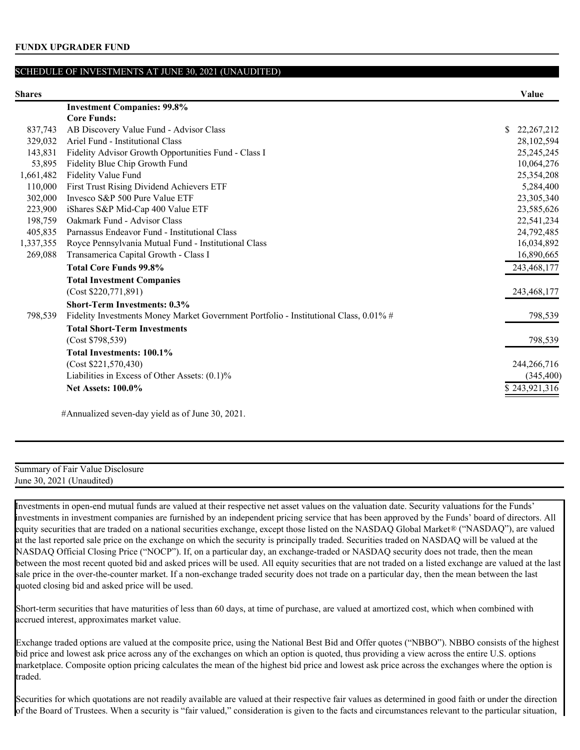**FUNDX UPGRADER FUND**

## SCHEDULE OF INVESTMENTS AT JUNE 30, 2021 (UNAUDITED)

| Shares | | Value |
|---|---|---|
| | **Investment Companies: 99.8%** | |
| | **Core Funds:** | |
| 837,743 | AB Discovery Value Fund - Advisor Class | $ 22,267,212 |
| 329,032 | Ariel Fund - Institutional Class | 28,102,594 |
| 143,831 | Fidelity Advisor Growth Opportunities Fund - Class I | 25,245,245 |
| 53,895 | Fidelity Blue Chip Growth Fund | 10,064,276 |
| 1,661,482 | Fidelity Value Fund | 25,354,208 |
| 110,000 | First Trust Rising Dividend Achievers ETF | 5,284,400 |
| 302,000 | Invesco S&P 500 Pure Value ETF | 23,305,340 |
| 223,900 | iShares S&P Mid-Cap 400 Value ETF | 23,585,626 |
| 198,759 | Oakmark Fund - Advisor Class | 22,541,234 |
| 405,835 | Parnassus Endeavor Fund - Institutional Class | 24,792,485 |
| 1,337,355 | Royce Pennsylvania Mutual Fund - Institutional Class | 16,034,892 |
| 269,088 | Transamerica Capital Growth - Class I | 16,890,665 |
| | **Total Core Funds 99.8%** | 243,468,177 |
| | **Total Investment Companies** | |
| | (Cost $220,771,891) | 243,468,177 |
| | **Short-Term Investments: 0.3%** | |
| 798,539 | Fidelity Investments Money Market Government Portfolio - Institutional Class, 0.01% # | 798,539 |
| | **Total Short-Term Investments** | |
| | (Cost $798,539) | 798,539 |
| | **Total Investments: 100.1%** | |
| | (Cost $221,570,430) | 244,266,716 |
| | Liabilities in Excess of Other Assets: (0.1)% | (345,400) |
| | **Net Assets: 100.0%** | $ 243,921,316 |

#Annualized seven-day yield as of June 30, 2021.

Summary of Fair Value Disclosure
June 30, 2021 (Unaudited)

Investments in open-end mutual funds are valued at their respective net asset values on the valuation date. Security valuations for the Funds' investments in investment companies are furnished by an independent pricing service that has been approved by the Funds' board of directors. All equity securities that are traded on a national securities exchange, except those listed on the NASDAQ Global Market® ("NASDAQ"), are valued at the last reported sale price on the exchange on which the security is principally traded. Securities traded on NASDAQ will be valued at the NASDAQ Official Closing Price ("NOCP"). If, on a particular day, an exchange-traded or NASDAQ security does not trade, then the mean between the most recent quoted bid and asked prices will be used. All equity securities that are not traded on a listed exchange are valued at the last sale price in the over-the-counter market. If a non-exchange traded security does not trade on a particular day, then the mean between the last quoted closing bid and asked price will be used.

Short-term securities that have maturities of less than 60 days, at time of purchase, are valued at amortized cost, which when combined with accrued interest, approximates market value.

Exchange traded options are valued at the composite price, using the National Best Bid and Offer quotes ("NBBO"). NBBO consists of the highest bid price and lowest ask price across any of the exchanges on which an option is quoted, thus providing a view across the entire U.S. options marketplace. Composite option pricing calculates the mean of the highest bid price and lowest ask price across the exchanges where the option is traded.

Securities for which quotations are not readily available are valued at their respective fair values as determined in good faith or under the direction of the Board of Trustees. When a security is "fair valued," consideration is given to the facts and circumstances relevant to the particular situation,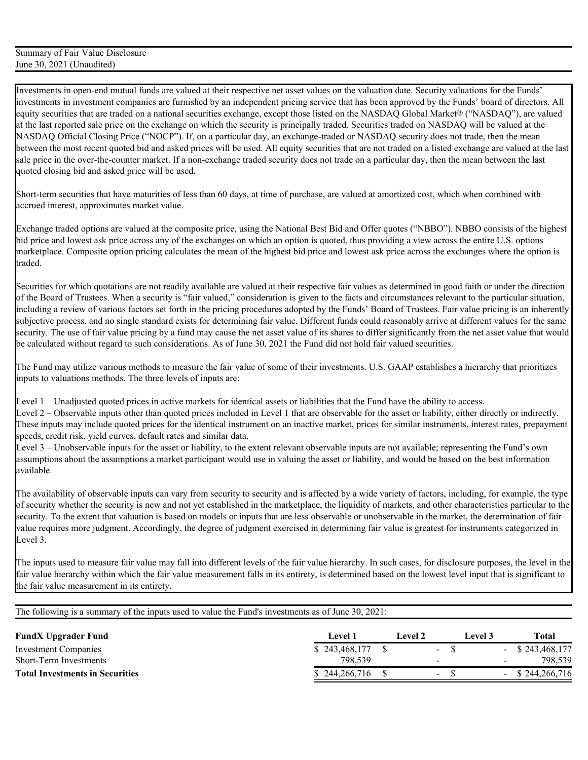Summary of Fair Value Disclosure
June 30, 2021 (Unaudited)

Investments in open-end mutual funds are valued at their respective net asset values on the valuation date. Security valuations for the Funds' investments in investment companies are furnished by an independent pricing service that has been approved by the Funds' board of directors. All equity securities that are traded on a national securities exchange, except those listed on the NASDAQ Global Market® ("NASDAQ"), are valued at the last reported sale price on the exchange on which the security is principally traded. Securities traded on NASDAQ will be valued at the NASDAQ Official Closing Price ("NOCP"). If, on a particular day, an exchange-traded or NASDAQ security does not trade, then the mean between the most recent quoted bid and asked prices will be used. All equity securities that are not traded on a listed exchange are valued at the last sale price in the over-the-counter market. If a non-exchange traded security does not trade on a particular day, then the mean between the last quoted closing bid and asked price will be used.

Short-term securities that have maturities of less than 60 days, at time of purchase, are valued at amortized cost, which when combined with accrued interest, approximates market value.

Exchange traded options are valued at the composite price, using the National Best Bid and Offer quotes ("NBBO"). NBBO consists of the highest bid price and lowest ask price across any of the exchanges on which an option is quoted, thus providing a view across the entire U.S. options marketplace. Composite option pricing calculates the mean of the highest bid price and lowest ask price across the exchanges where the option is traded.

Securities for which quotations are not readily available are valued at their respective fair values as determined in good faith or under the direction of the Board of Trustees. When a security is "fair valued," consideration is given to the facts and circumstances relevant to the particular situation, including a review of various factors set forth in the pricing procedures adopted by the Funds' Board of Trustees. Fair value pricing is an inherently subjective process, and no single standard exists for determining fair value. Different funds could reasonably arrive at different values for the same security. The use of fair value pricing by a fund may cause the net asset value of its shares to differ significantly from the net asset value that would be calculated without regard to such considerations. As of June 30, 2021 the Fund did not hold fair valued securities.

The Fund may utilize various methods to measure the fair value of some of their investments. U.S. GAAP establishes a hierarchy that prioritizes inputs to valuations methods. The three levels of inputs are:

Level 1 – Unadjusted quoted prices in active markets for identical assets or liabilities that the Fund have the ability to access.
Level 2 – Observable inputs other than quoted prices included in Level 1 that are observable for the asset or liability, either directly or indirectly. These inputs may include quoted prices for the identical instrument on an inactive market, prices for similar instruments, interest rates, prepayment speeds, credit risk, yield curves, default rates and similar data.
Level 3 – Unobservable inputs for the asset or liability, to the extent relevant observable inputs are not available; representing the Fund's own assumptions about the assumptions a market participant would use in valuing the asset or liability, and would be based on the best information available.

The availability of observable inputs can vary from security to security and is affected by a wide variety of factors, including, for example, the type of security whether the security is new and not yet established in the marketplace, the liquidity of markets, and other characteristics particular to the security. To the extent that valuation is based on models or inputs that are less observable or unobservable in the market, the determination of fair value requires more judgment. Accordingly, the degree of judgment exercised in determining fair value is greatest for instruments categorized in Level 3.

The inputs used to measure fair value may fall into different levels of the fair value hierarchy. In such cases, for disclosure purposes, the level in the fair value hierarchy within which the fair value measurement falls in its entirety, is determined based on the lowest level input that is significant to the fair value measurement in its entirety.

The following is a summary of the inputs used to value the Fund's investments as of June 30, 2021:

| **FundX Upgrader Fund** | **Level 1** | **Level 2** | **Level 3** | **Total** |
|---|---|---|---|---|
| Investment Companies | $ 243,468,177 | $ - | $ - | $ 243,468,177 |
| Short-Term Investments | 798,539 | - | - | 798,539 |
| **Total Investments in Securities** | $ 244,266,716 | $ - | $ - | $ 244,266,716 |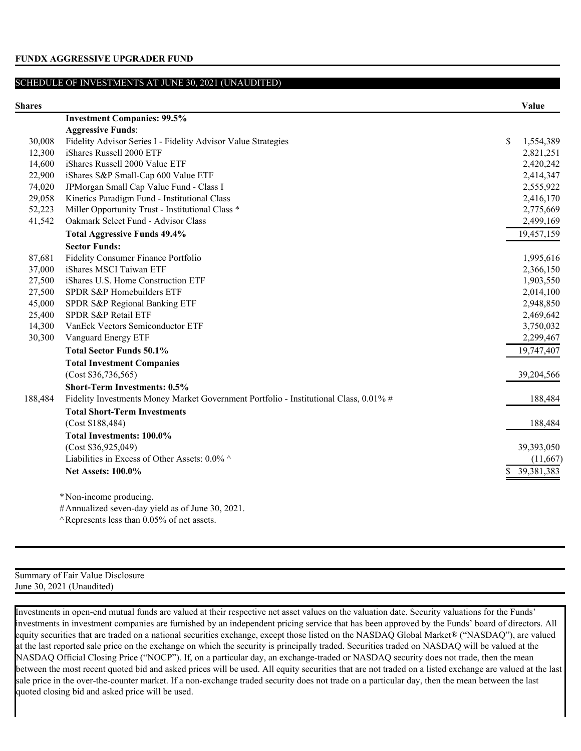**FUNDX AGGRESSIVE UPGRADER FUND**

SCHEDULE OF INVESTMENTS AT JUNE 30, 2021 (UNAUDITED)

| Shares | | Value |
|---|---|---|
| | **Investment Companies: 99.5%** | |
| | **Aggressive Funds**: | |
| 30,008 | Fidelity Advisor Series I - Fidelity Advisor Value Strategies | $ 1,554,389 |
| 12,300 | iShares Russell 2000 ETF | 2,821,251 |
| 14,600 | iShares Russell 2000 Value ETF | 2,420,242 |
| 22,900 | iShares S&P Small-Cap 600 Value ETF | 2,414,347 |
| 74,020 | JPMorgan Small Cap Value Fund - Class I | 2,555,922 |
| 29,058 | Kinetics Paradigm Fund - Institutional Class | 2,416,170 |
| 52,223 | Miller Opportunity Trust - Institutional Class * | 2,775,669 |
| 41,542 | Oakmark Select Fund - Advisor Class | 2,499,169 |
| | **Total Aggressive Funds 49.4%** | 19,457,159 |
| | **Sector Funds:** | |
| 87,681 | Fidelity Consumer Finance Portfolio | 1,995,616 |
| 37,000 | iShares MSCI Taiwan ETF | 2,366,150 |
| 27,500 | iShares U.S. Home Construction ETF | 1,903,550 |
| 27,500 | SPDR S&P Homebuilders ETF | 2,014,100 |
| 45,000 | SPDR S&P Regional Banking ETF | 2,948,850 |
| 25,400 | SPDR S&P Retail ETF | 2,469,642 |
| 14,300 | VanEck Vectors Semiconductor ETF | 3,750,032 |
| 30,300 | Vanguard Energy ETF | 2,299,467 |
| | **Total Sector Funds 50.1%** | 19,747,407 |
| | **Total Investment Companies** | |
| | (Cost $36,736,565) | 39,204,566 |
| | **Short-Term Investments: 0.5%** | |
| 188,484 | Fidelity Investments Money Market Government Portfolio - Institutional Class, 0.01% # | 188,484 |
| | **Total Short-Term Investments** | |
| | (Cost $188,484) | 188,484 |
| | **Total Investments: 100.0%** | |
| | (Cost $36,925,049) | 39,393,050 |
| | Liabilities in Excess of Other Assets: 0.0% ^ | (11,667) |
| | **Net Assets: 100.0%** | $ 39,381,383 |

\* Non-income producing.

\# Annualized seven-day yield as of June 30, 2021.

^ Represents less than 0.05% of net assets.

Summary of Fair Value Disclosure
June 30, 2021 (Unaudited)

Investments in open-end mutual funds are valued at their respective net asset values on the valuation date. Security valuations for the Funds' investments in investment companies are furnished by an independent pricing service that has been approved by the Funds' board of directors. All equity securities that are traded on a national securities exchange, except those listed on the NASDAQ Global Market® ("NASDAQ"), are valued at the last reported sale price on the exchange on which the security is principally traded. Securities traded on NASDAQ will be valued at the NASDAQ Official Closing Price ("NOCP"). If, on a particular day, an exchange-traded or NASDAQ security does not trade, then the mean between the most recent quoted bid and asked prices will be used. All equity securities that are not traded on a listed exchange are valued at the last sale price in the over-the-counter market. If a non-exchange traded security does not trade on a particular day, then the mean between the last quoted closing bid and asked price will be used.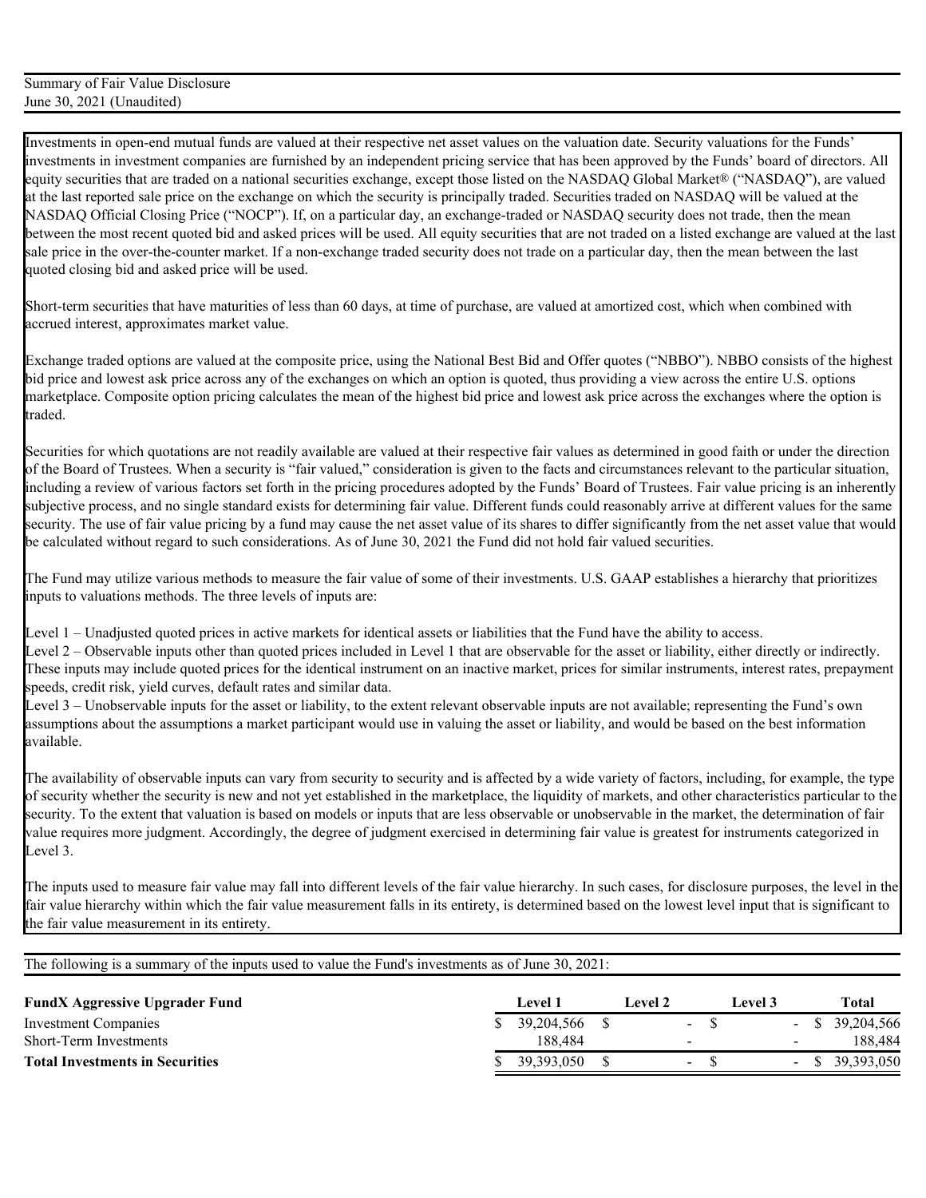Summary of Fair Value Disclosure
June 30, 2021 (Unaudited)

Investments in open-end mutual funds are valued at their respective net asset values on the valuation date. Security valuations for the Funds' investments in investment companies are furnished by an independent pricing service that has been approved by the Funds' board of directors. All equity securities that are traded on a national securities exchange, except those listed on the NASDAQ Global Market® ("NASDAQ"), are valued at the last reported sale price on the exchange on which the security is principally traded. Securities traded on NASDAQ will be valued at the NASDAQ Official Closing Price ("NOCP"). If, on a particular day, an exchange-traded or NASDAQ security does not trade, then the mean between the most recent quoted bid and asked prices will be used. All equity securities that are not traded on a listed exchange are valued at the last sale price in the over-the-counter market. If a non-exchange traded security does not trade on a particular day, then the mean between the last quoted closing bid and asked price will be used.

Short-term securities that have maturities of less than 60 days, at time of purchase, are valued at amortized cost, which when combined with accrued interest, approximates market value.

Exchange traded options are valued at the composite price, using the National Best Bid and Offer quotes ("NBBO"). NBBO consists of the highest bid price and lowest ask price across any of the exchanges on which an option is quoted, thus providing a view across the entire U.S. options marketplace. Composite option pricing calculates the mean of the highest bid price and lowest ask price across the exchanges where the option is traded.

Securities for which quotations are not readily available are valued at their respective fair values as determined in good faith or under the direction of the Board of Trustees. When a security is "fair valued," consideration is given to the facts and circumstances relevant to the particular situation, including a review of various factors set forth in the pricing procedures adopted by the Funds' Board of Trustees. Fair value pricing is an inherently subjective process, and no single standard exists for determining fair value. Different funds could reasonably arrive at different values for the same security. The use of fair value pricing by a fund may cause the net asset value of its shares to differ significantly from the net asset value that would be calculated without regard to such considerations. As of June 30, 2021 the Fund did not hold fair valued securities.

The Fund may utilize various methods to measure the fair value of some of their investments. U.S. GAAP establishes a hierarchy that prioritizes inputs to valuations methods. The three levels of inputs are:

Level 1 – Unadjusted quoted prices in active markets for identical assets or liabilities that the Fund have the ability to access.
Level 2 – Observable inputs other than quoted prices included in Level 1 that are observable for the asset or liability, either directly or indirectly. These inputs may include quoted prices for the identical instrument on an inactive market, prices for similar instruments, interest rates, prepayment speeds, credit risk, yield curves, default rates and similar data.
Level 3 – Unobservable inputs for the asset or liability, to the extent relevant observable inputs are not available; representing the Fund's own assumptions about the assumptions a market participant would use in valuing the asset or liability, and would be based on the best information available.

The availability of observable inputs can vary from security to security and is affected by a wide variety of factors, including, for example, the type of security whether the security is new and not yet established in the marketplace, the liquidity of markets, and other characteristics particular to the security. To the extent that valuation is based on models or inputs that are less observable or unobservable in the market, the determination of fair value requires more judgment. Accordingly, the degree of judgment exercised in determining fair value is greatest for instruments categorized in Level 3.

The inputs used to measure fair value may fall into different levels of the fair value hierarchy. In such cases, for disclosure purposes, the level in the fair value hierarchy within which the fair value measurement falls in its entirety, is determined based on the lowest level input that is significant to the fair value measurement in its entirety.

The following is a summary of the inputs used to value the Fund's investments as of June 30, 2021:

| **FundX Aggressive Upgrader Fund** | **Level 1** | **Level 2** | **Level 3** | **Total** |
|---|---|---|---|---|
| Investment Companies | $ 39,204,566 | $ - | $ - | $ 39,204,566 |
| Short-Term Investments | 188,484 | - | - | 188,484 |
| **Total Investments in Securities** | $ 39,393,050 | $ - | $ - | $ 39,393,050 |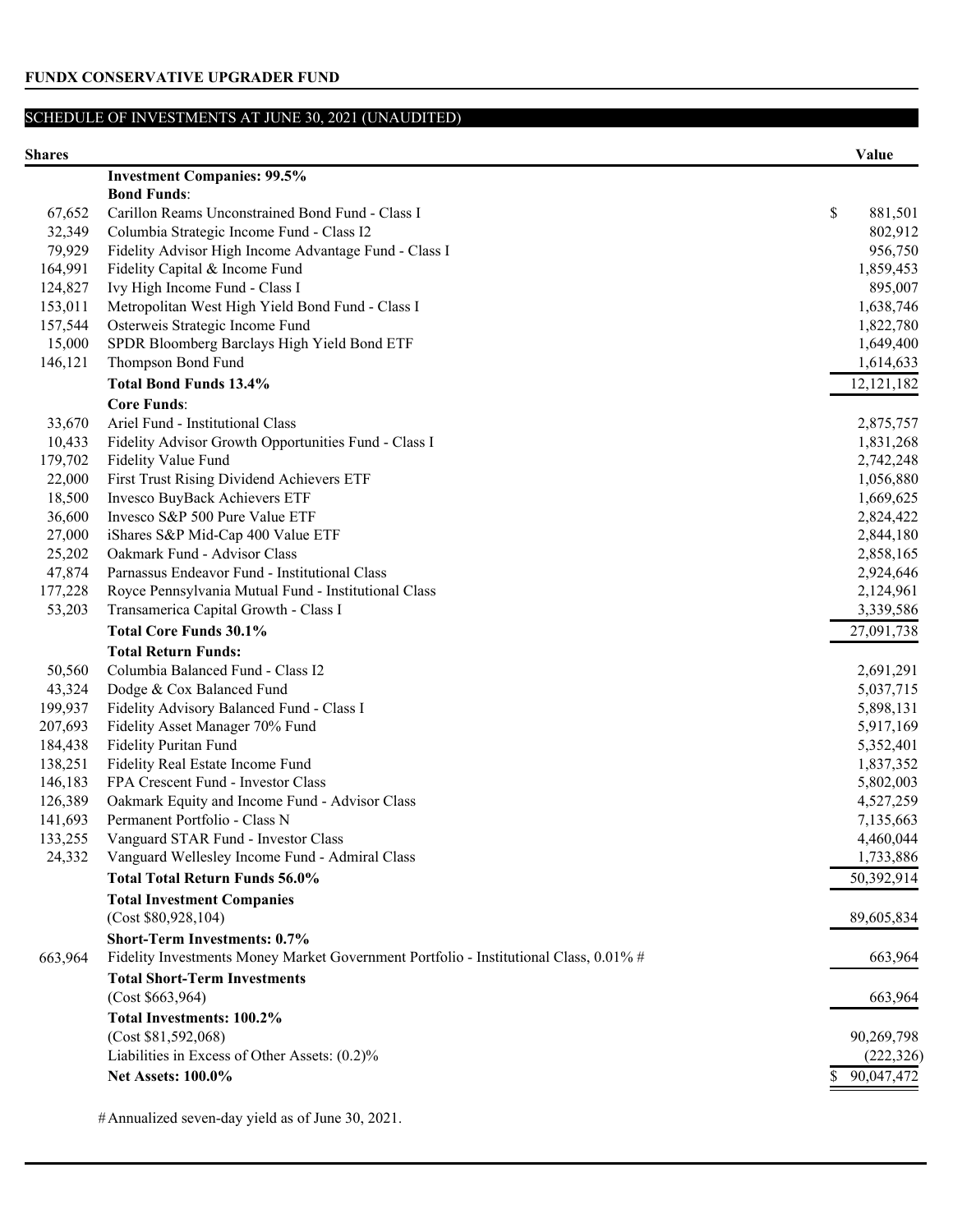**FUNDX CONSERVATIVE UPGRADER FUND**

SCHEDULE OF INVESTMENTS AT JUNE 30, 2021 (UNAUDITED)

| Shares | | Value |
|---|---|---|
| | **Investment Companies: 99.5%** | |
| | **Bond Funds**: | |
| 67,652 | Carillon Reams Unconstrained Bond Fund - Class I | $ 881,501 |
| 32,349 | Columbia Strategic Income Fund - Class I2 | 802,912 |
| 79,929 | Fidelity Advisor High Income Advantage Fund - Class I | 956,750 |
| 164,991 | Fidelity Capital & Income Fund | 1,859,453 |
| 124,827 | Ivy High Income Fund - Class I | 895,007 |
| 153,011 | Metropolitan West High Yield Bond Fund - Class I | 1,638,746 |
| 157,544 | Osterweis Strategic Income Fund | 1,822,780 |
| 15,000 | SPDR Bloomberg Barclays High Yield Bond ETF | 1,649,400 |
| 146,121 | Thompson Bond Fund | 1,614,633 |
| | **Total Bond Funds 13.4%** | 12,121,182 |
| | **Core Funds**: | |
| 33,670 | Ariel Fund - Institutional Class | 2,875,757 |
| 10,433 | Fidelity Advisor Growth Opportunities Fund - Class I | 1,831,268 |
| 179,702 | Fidelity Value Fund | 2,742,248 |
| 22,000 | First Trust Rising Dividend Achievers ETF | 1,056,880 |
| 18,500 | Invesco BuyBack Achievers ETF | 1,669,625 |
| 36,600 | Invesco S&P 500 Pure Value ETF | 2,824,422 |
| 27,000 | iShares S&P Mid-Cap 400 Value ETF | 2,844,180 |
| 25,202 | Oakmark Fund - Advisor Class | 2,858,165 |
| 47,874 | Parnassus Endeavor Fund - Institutional Class | 2,924,646 |
| 177,228 | Royce Pennsylvania Mutual Fund - Institutional Class | 2,124,961 |
| 53,203 | Transamerica Capital Growth - Class I | 3,339,586 |
| | **Total Core Funds 30.1%** | 27,091,738 |
| | **Total Return Funds:** | |
| 50,560 | Columbia Balanced Fund - Class I2 | 2,691,291 |
| 43,324 | Dodge & Cox Balanced Fund | 5,037,715 |
| 199,937 | Fidelity Advisory Balanced Fund - Class I | 5,898,131 |
| 207,693 | Fidelity Asset Manager 70% Fund | 5,917,169 |
| 184,438 | Fidelity Puritan Fund | 5,352,401 |
| 138,251 | Fidelity Real Estate Income Fund | 1,837,352 |
| 146,183 | FPA Crescent Fund - Investor Class | 5,802,003 |
| 126,389 | Oakmark Equity and Income Fund - Advisor Class | 4,527,259 |
| 141,693 | Permanent Portfolio - Class N | 7,135,663 |
| 133,255 | Vanguard STAR Fund - Investor Class | 4,460,044 |
| 24,332 | Vanguard Wellesley Income Fund - Admiral Class | 1,733,886 |
| | **Total Total Return Funds 56.0%** | 50,392,914 |
| | **Total Investment Companies** (Cost $80,928,104) | 89,605,834 |
| | **Short-Term Investments: 0.7%** | |
| 663,964 | Fidelity Investments Money Market Government Portfolio - Institutional Class, 0.01% # | 663,964 |
| | **Total Short-Term Investments** (Cost $663,964) | 663,964 |
| | **Total Investments: 100.2%** (Cost $81,592,068) | 90,269,798 |
| | Liabilities in Excess of Other Assets: (0.2)% | (222,326) |
| | **Net Assets: 100.0%** | $ 90,047,472 |

# Annualized seven-day yield as of June 30, 2021.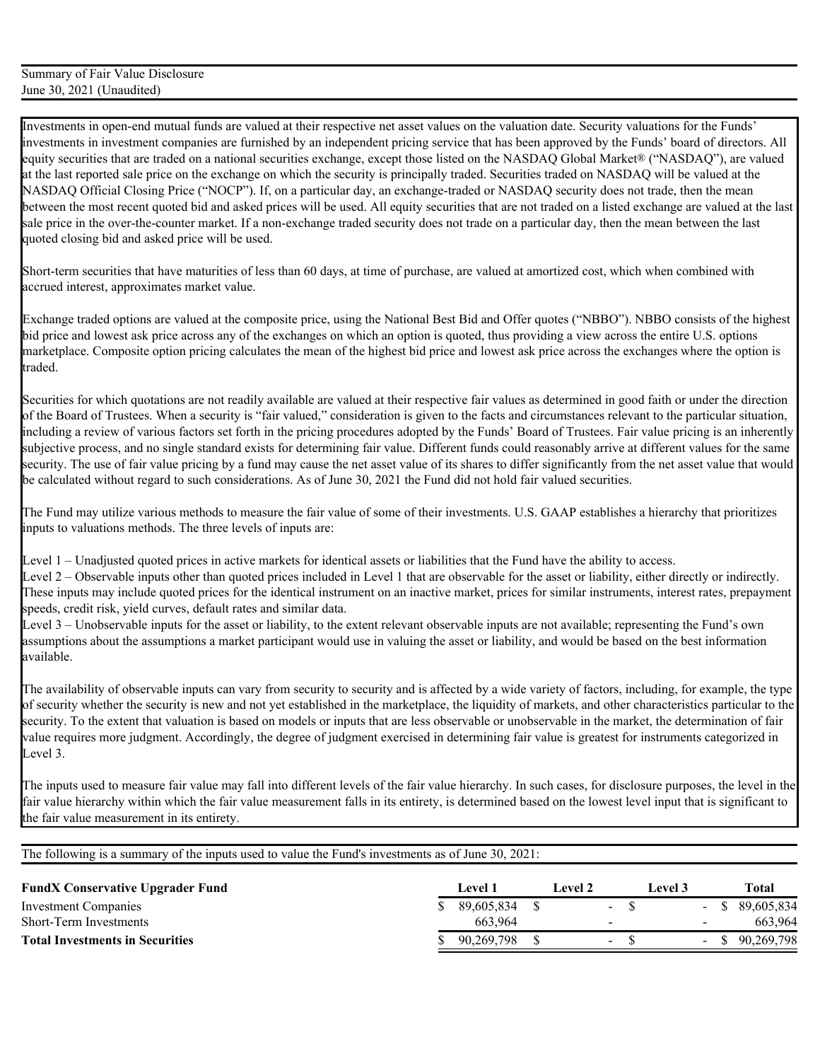Summary of Fair Value Disclosure
June 30, 2021 (Unaudited)

Investments in open-end mutual funds are valued at their respective net asset values on the valuation date. Security valuations for the Funds' investments in investment companies are furnished by an independent pricing service that has been approved by the Funds' board of directors. All equity securities that are traded on a national securities exchange, except those listed on the NASDAQ Global Market® ("NASDAQ"), are valued at the last reported sale price on the exchange on which the security is principally traded. Securities traded on NASDAQ will be valued at the NASDAQ Official Closing Price ("NOCP"). If, on a particular day, an exchange-traded or NASDAQ security does not trade, then the mean between the most recent quoted bid and asked prices will be used. All equity securities that are not traded on a listed exchange are valued at the last sale price in the over-the-counter market. If a non-exchange traded security does not trade on a particular day, then the mean between the last quoted closing bid and asked price will be used.

Short-term securities that have maturities of less than 60 days, at time of purchase, are valued at amortized cost, which when combined with accrued interest, approximates market value.

Exchange traded options are valued at the composite price, using the National Best Bid and Offer quotes ("NBBO"). NBBO consists of the highest bid price and lowest ask price across any of the exchanges on which an option is quoted, thus providing a view across the entire U.S. options marketplace. Composite option pricing calculates the mean of the highest bid price and lowest ask price across the exchanges where the option is traded.

Securities for which quotations are not readily available are valued at their respective fair values as determined in good faith or under the direction of the Board of Trustees. When a security is "fair valued," consideration is given to the facts and circumstances relevant to the particular situation, including a review of various factors set forth in the pricing procedures adopted by the Funds' Board of Trustees. Fair value pricing is an inherently subjective process, and no single standard exists for determining fair value. Different funds could reasonably arrive at different values for the same security. The use of fair value pricing by a fund may cause the net asset value of its shares to differ significantly from the net asset value that would be calculated without regard to such considerations. As of June 30, 2021 the Fund did not hold fair valued securities.

The Fund may utilize various methods to measure the fair value of some of their investments. U.S. GAAP establishes a hierarchy that prioritizes inputs to valuations methods. The three levels of inputs are:

Level 1 – Unadjusted quoted prices in active markets for identical assets or liabilities that the Fund have the ability to access.
Level 2 – Observable inputs other than quoted prices included in Level 1 that are observable for the asset or liability, either directly or indirectly. These inputs may include quoted prices for the identical instrument on an inactive market, prices for similar instruments, interest rates, prepayment speeds, credit risk, yield curves, default rates and similar data.
Level 3 – Unobservable inputs for the asset or liability, to the extent relevant observable inputs are not available; representing the Fund's own assumptions about the assumptions a market participant would use in valuing the asset or liability, and would be based on the best information available.

The availability of observable inputs can vary from security to security and is affected by a wide variety of factors, including, for example, the type of security whether the security is new and not yet established in the marketplace, the liquidity of markets, and other characteristics particular to the security. To the extent that valuation is based on models or inputs that are less observable or unobservable in the market, the determination of fair value requires more judgment. Accordingly, the degree of judgment exercised in determining fair value is greatest for instruments categorized in Level 3.

The inputs used to measure fair value may fall into different levels of the fair value hierarchy. In such cases, for disclosure purposes, the level in the fair value hierarchy within which the fair value measurement falls in its entirety, is determined based on the lowest level input that is significant to the fair value measurement in its entirety.

The following is a summary of the inputs used to value the Fund's investments as of June 30, 2021:

| **FundX Conservative Upgrader Fund** | **Level 1** | **Level 2** | **Level 3** | **Total** |
|---|---|---|---|---|
| Investment Companies | $ 89,605,834 | $ - | $ - | $ 89,605,834 |
| Short-Term Investments | 663,964 | - | - | 663,964 |
| **Total Investments in Securities** | $ 90,269,798 | $ - | $ - | $ 90,269,798 |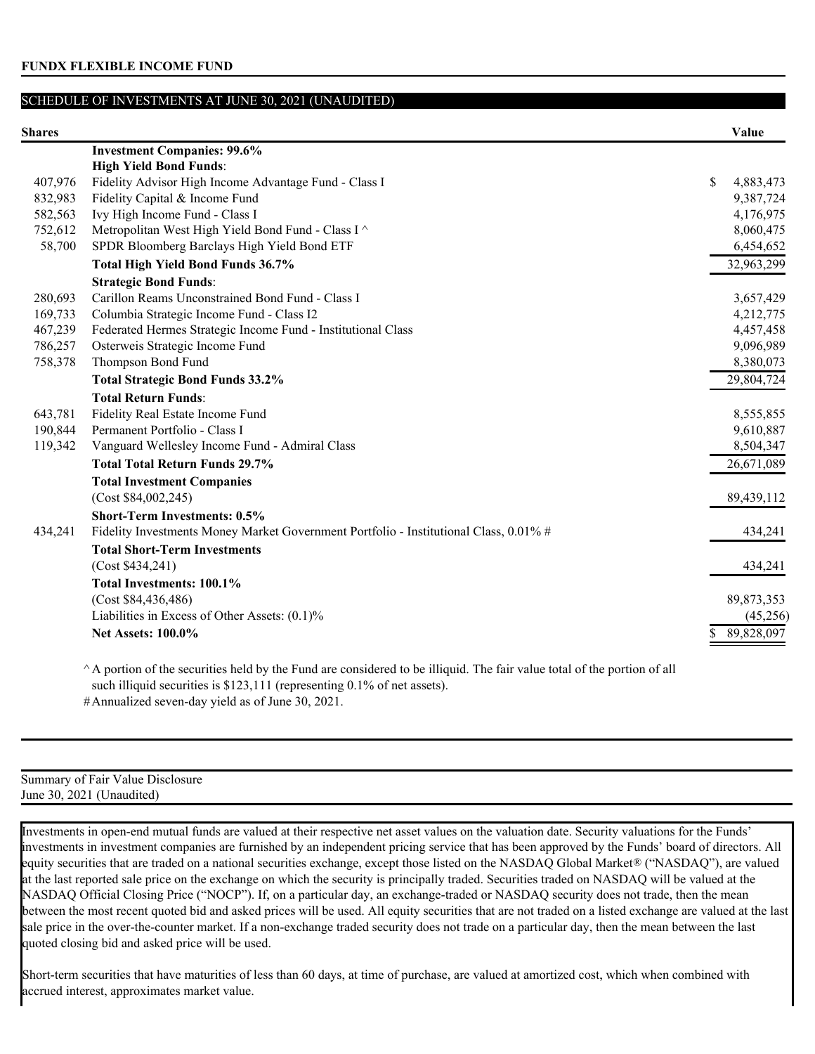**FUNDX FLEXIBLE INCOME FUND**

SCHEDULE OF INVESTMENTS AT JUNE 30, 2021 (UNAUDITED)

| Shares | | Value |
|---|---|---|
| | **Investment Companies: 99.6%** | |
| | **High Yield Bond Funds**: | |
| 407,976 | Fidelity Advisor High Income Advantage Fund - Class I | $ 4,883,473 |
| 832,983 | Fidelity Capital & Income Fund | 9,387,724 |
| 582,563 | Ivy High Income Fund - Class I | 4,176,975 |
| 752,612 | Metropolitan West High Yield Bond Fund - Class I ^ | 8,060,475 |
| 58,700 | SPDR Bloomberg Barclays High Yield Bond ETF | 6,454,652 |
| | **Total High Yield Bond Funds 36.7%** | 32,963,299 |
| | **Strategic Bond Funds**: | |
| 280,693 | Carillon Reams Unconstrained Bond Fund - Class I | 3,657,429 |
| 169,733 | Columbia Strategic Income Fund - Class I2 | 4,212,775 |
| 467,239 | Federated Hermes Strategic Income Fund - Institutional Class | 4,457,458 |
| 786,257 | Osterweis Strategic Income Fund | 9,096,989 |
| 758,378 | Thompson Bond Fund | 8,380,073 |
| | **Total Strategic Bond Funds 33.2%** | 29,804,724 |
| | **Total Return Funds**: | |
| 643,781 | Fidelity Real Estate Income Fund | 8,555,855 |
| 190,844 | Permanent Portfolio - Class I | 9,610,887 |
| 119,342 | Vanguard Wellesley Income Fund - Admiral Class | 8,504,347 |
| | **Total Total Return Funds 29.7%** | 26,671,089 |
| | **Total Investment Companies** | |
| | (Cost $84,002,245) | 89,439,112 |
| | **Short-Term Investments: 0.5%** | |
| 434,241 | Fidelity Investments Money Market Government Portfolio - Institutional Class, 0.01% # | 434,241 |
| | **Total Short-Term Investments** | |
| | (Cost $434,241) | 434,241 |
| | **Total Investments: 100.1%** | |
| | (Cost $84,436,486) | 89,873,353 |
| | Liabilities in Excess of Other Assets: (0.1)% | (45,256) |
| | **Net Assets: 100.0%** | $ 89,828,097 |

^ A portion of the securities held by the Fund are considered to be illiquid. The fair value total of the portion of all such illiquid securities is $123,111 (representing 0.1% of net assets).

# Annualized seven-day yield as of June 30, 2021.

Summary of Fair Value Disclosure
June 30, 2021 (Unaudited)

Investments in open-end mutual funds are valued at their respective net asset values on the valuation date. Security valuations for the Funds' investments in investment companies are furnished by an independent pricing service that has been approved by the Funds' board of directors. All equity securities that are traded on a national securities exchange, except those listed on the NASDAQ Global Market® ("NASDAQ"), are valued at the last reported sale price on the exchange on which the security is principally traded. Securities traded on NASDAQ will be valued at the NASDAQ Official Closing Price ("NOCP"). If, on a particular day, an exchange-traded or NASDAQ security does not trade, then the mean between the most recent quoted bid and asked prices will be used. All equity securities that are not traded on a listed exchange are valued at the last sale price in the over-the-counter market. If a non-exchange traded security does not trade on a particular day, then the mean between the last quoted closing bid and asked price will be used.

Short-term securities that have maturities of less than 60 days, at time of purchase, are valued at amortized cost, which when combined with accrued interest, approximates market value.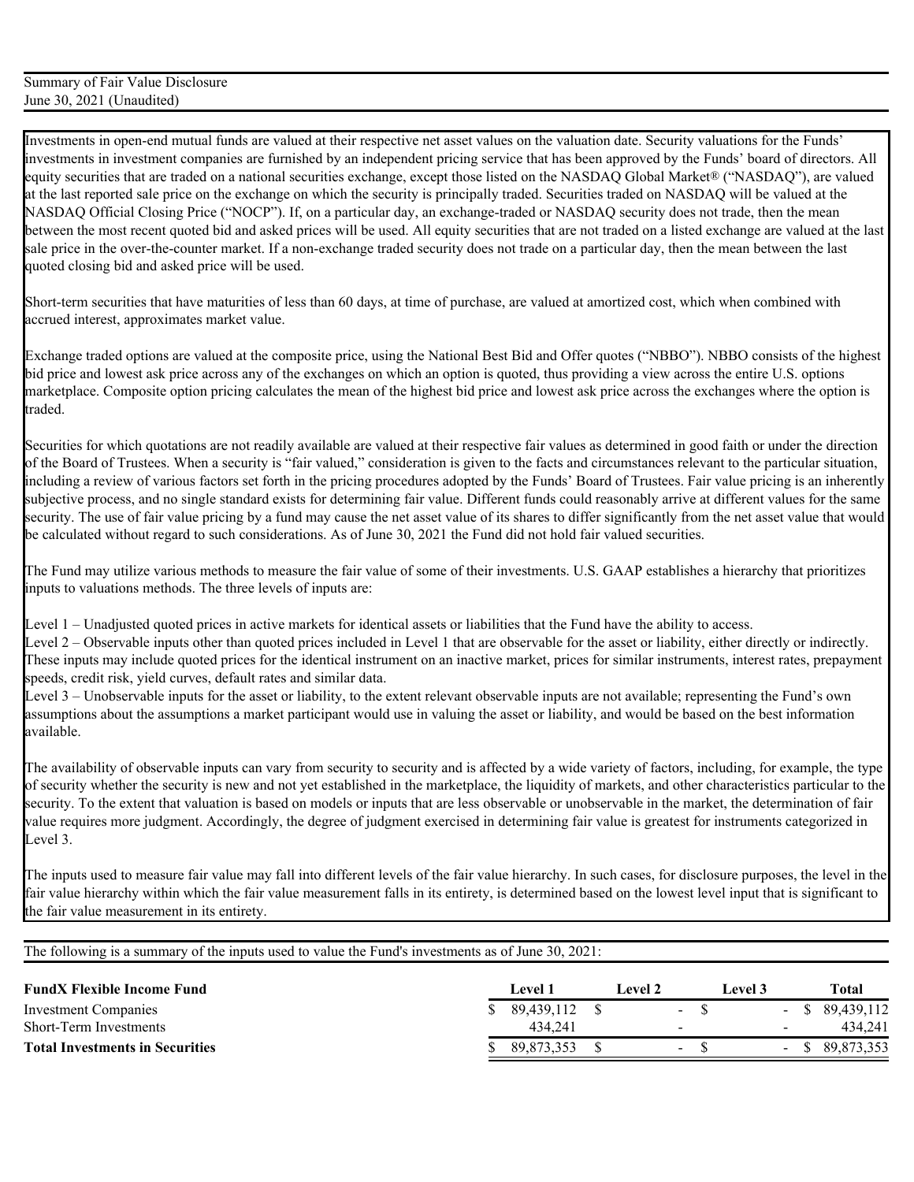Summary of Fair Value Disclosure
June 30, 2021 (Unaudited)

Investments in open-end mutual funds are valued at their respective net asset values on the valuation date. Security valuations for the Funds' investments in investment companies are furnished by an independent pricing service that has been approved by the Funds' board of directors. All equity securities that are traded on a national securities exchange, except those listed on the NASDAQ Global Market® ("NASDAQ"), are valued at the last reported sale price on the exchange on which the security is principally traded. Securities traded on NASDAQ will be valued at the NASDAQ Official Closing Price ("NOCP"). If, on a particular day, an exchange-traded or NASDAQ security does not trade, then the mean between the most recent quoted bid and asked prices will be used. All equity securities that are not traded on a listed exchange are valued at the last sale price in the over-the-counter market. If a non-exchange traded security does not trade on a particular day, then the mean between the last quoted closing bid and asked price will be used.

Short-term securities that have maturities of less than 60 days, at time of purchase, are valued at amortized cost, which when combined with accrued interest, approximates market value.

Exchange traded options are valued at the composite price, using the National Best Bid and Offer quotes ("NBBO"). NBBO consists of the highest bid price and lowest ask price across any of the exchanges on which an option is quoted, thus providing a view across the entire U.S. options marketplace. Composite option pricing calculates the mean of the highest bid price and lowest ask price across the exchanges where the option is traded.

Securities for which quotations are not readily available are valued at their respective fair values as determined in good faith or under the direction of the Board of Trustees. When a security is "fair valued," consideration is given to the facts and circumstances relevant to the particular situation, including a review of various factors set forth in the pricing procedures adopted by the Funds' Board of Trustees. Fair value pricing is an inherently subjective process, and no single standard exists for determining fair value. Different funds could reasonably arrive at different values for the same security. The use of fair value pricing by a fund may cause the net asset value of its shares to differ significantly from the net asset value that would be calculated without regard to such considerations. As of June 30, 2021 the Fund did not hold fair valued securities.

The Fund may utilize various methods to measure the fair value of some of their investments. U.S. GAAP establishes a hierarchy that prioritizes inputs to valuations methods. The three levels of inputs are:

Level 1 – Unadjusted quoted prices in active markets for identical assets or liabilities that the Fund have the ability to access.
Level 2 – Observable inputs other than quoted prices included in Level 1 that are observable for the asset or liability, either directly or indirectly. These inputs may include quoted prices for the identical instrument on an inactive market, prices for similar instruments, interest rates, prepayment speeds, credit risk, yield curves, default rates and similar data.
Level 3 – Unobservable inputs for the asset or liability, to the extent relevant observable inputs are not available; representing the Fund's own assumptions about the assumptions a market participant would use in valuing the asset or liability, and would be based on the best information available.

The availability of observable inputs can vary from security to security and is affected by a wide variety of factors, including, for example, the type of security whether the security is new and not yet established in the marketplace, the liquidity of markets, and other characteristics particular to the security. To the extent that valuation is based on models or inputs that are less observable or unobservable in the market, the determination of fair value requires more judgment. Accordingly, the degree of judgment exercised in determining fair value is greatest for instruments categorized in Level 3.

The inputs used to measure fair value may fall into different levels of the fair value hierarchy. In such cases, for disclosure purposes, the level in the fair value hierarchy within which the fair value measurement falls in its entirety, is determined based on the lowest level input that is significant to the fair value measurement in its entirety.

The following is a summary of the inputs used to value the Fund's investments as of June 30, 2021:

| **FundX Flexible Income Fund** | **Level 1** | **Level 2** | **Level 3** | **Total** |
|---|---|---|---|---|
| Investment Companies | $ 89,439,112 | $ - | $ - | $ 89,439,112 |
| Short-Term Investments | 434,241 | - | - | 434,241 |
| **Total Investments in Securities** | $ 89,873,353 | $ - | $ - | $ 89,873,353 |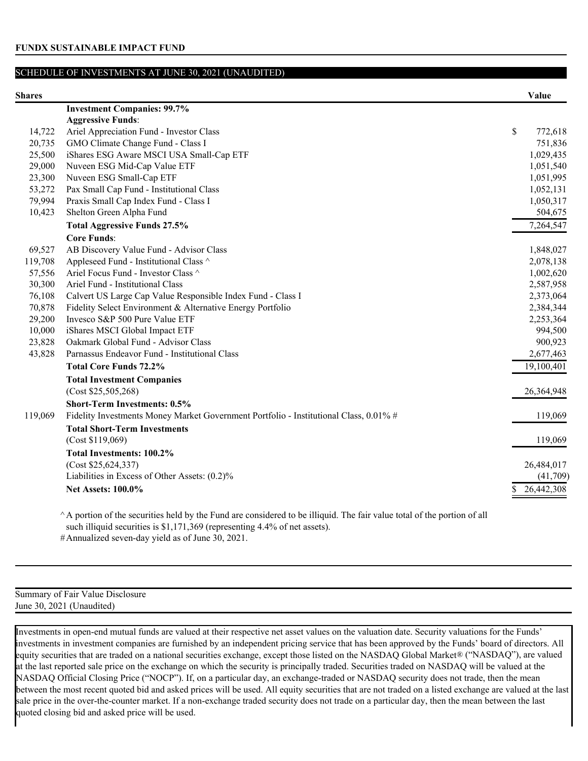**FUNDX SUSTAINABLE IMPACT FUND**

SCHEDULE OF INVESTMENTS AT JUNE 30, 2021 (UNAUDITED)

| Shares | | Value |
|---|---|---|
| | **Investment Companies: 99.7%** | |
| | **Aggressive Funds**: | |
| 14,722 | Ariel Appreciation Fund - Investor Class | $ 772,618 |
| 20,735 | GMO Climate Change Fund - Class I | 751,836 |
| 25,500 | iShares ESG Aware MSCI USA Small-Cap ETF | 1,029,435 |
| 29,000 | Nuveen ESG Mid-Cap Value ETF | 1,051,540 |
| 23,300 | Nuveen ESG Small-Cap ETF | 1,051,995 |
| 53,272 | Pax Small Cap Fund - Institutional Class | 1,052,131 |
| 79,994 | Praxis Small Cap Index Fund - Class I | 1,050,317 |
| 10,423 | Shelton Green Alpha Fund | 504,675 |
| | **Total Aggressive Funds 27.5%** | 7,264,547 |
| | **Core Funds**: | |
| 69,527 | AB Discovery Value Fund - Advisor Class | 1,848,027 |
| 119,708 | Appleseed Fund - Institutional Class ^ | 2,078,138 |
| 57,556 | Ariel Focus Fund - Investor Class ^ | 1,002,620 |
| 30,300 | Ariel Fund - Institutional Class | 2,587,958 |
| 76,108 | Calvert US Large Cap Value Responsible Index Fund - Class I | 2,373,064 |
| 70,878 | Fidelity Select Environment & Alternative Energy Portfolio | 2,384,344 |
| 29,200 | Invesco S&P 500 Pure Value ETF | 2,253,364 |
| 10,000 | iShares MSCI Global Impact ETF | 994,500 |
| 23,828 | Oakmark Global Fund - Advisor Class | 900,923 |
| 43,828 | Parnassus Endeavor Fund - Institutional Class | 2,677,463 |
| | **Total Core Funds 72.2%** | 19,100,401 |
| | **Total Investment Companies** | |
| | (Cost $25,505,268) | 26,364,948 |
| | **Short-Term Investments: 0.5%** | |
| 119,069 | Fidelity Investments Money Market Government Portfolio - Institutional Class, 0.01% # | 119,069 |
| | **Total Short-Term Investments** | |
| | (Cost $119,069) | 119,069 |
| | **Total Investments: 100.2%** | |
| | (Cost $25,624,337) | 26,484,017 |
| | Liabilities in Excess of Other Assets: (0.2)% | (41,709) |
| | **Net Assets: 100.0%** | $ 26,442,308 |

^ A portion of the securities held by the Fund are considered to be illiquid. The fair value total of the portion of all such illiquid securities is $1,171,369 (representing 4.4% of net assets).

# Annualized seven-day yield as of June 30, 2021.

Summary of Fair Value Disclosure
June 30, 2021 (Unaudited)

Investments in open-end mutual funds are valued at their respective net asset values on the valuation date. Security valuations for the Funds' investments in investment companies are furnished by an independent pricing service that has been approved by the Funds' board of directors. All equity securities that are traded on a national securities exchange, except those listed on the NASDAQ Global Market® ("NASDAQ"), are valued at the last reported sale price on the exchange on which the security is principally traded. Securities traded on NASDAQ will be valued at the NASDAQ Official Closing Price ("NOCP"). If, on a particular day, an exchange-traded or NASDAQ security does not trade, then the mean between the most recent quoted bid and asked prices will be used. All equity securities that are not traded on a listed exchange are valued at the last sale price in the over-the-counter market. If a non-exchange traded security does not trade on a particular day, then the mean between the last quoted closing bid and asked price will be used.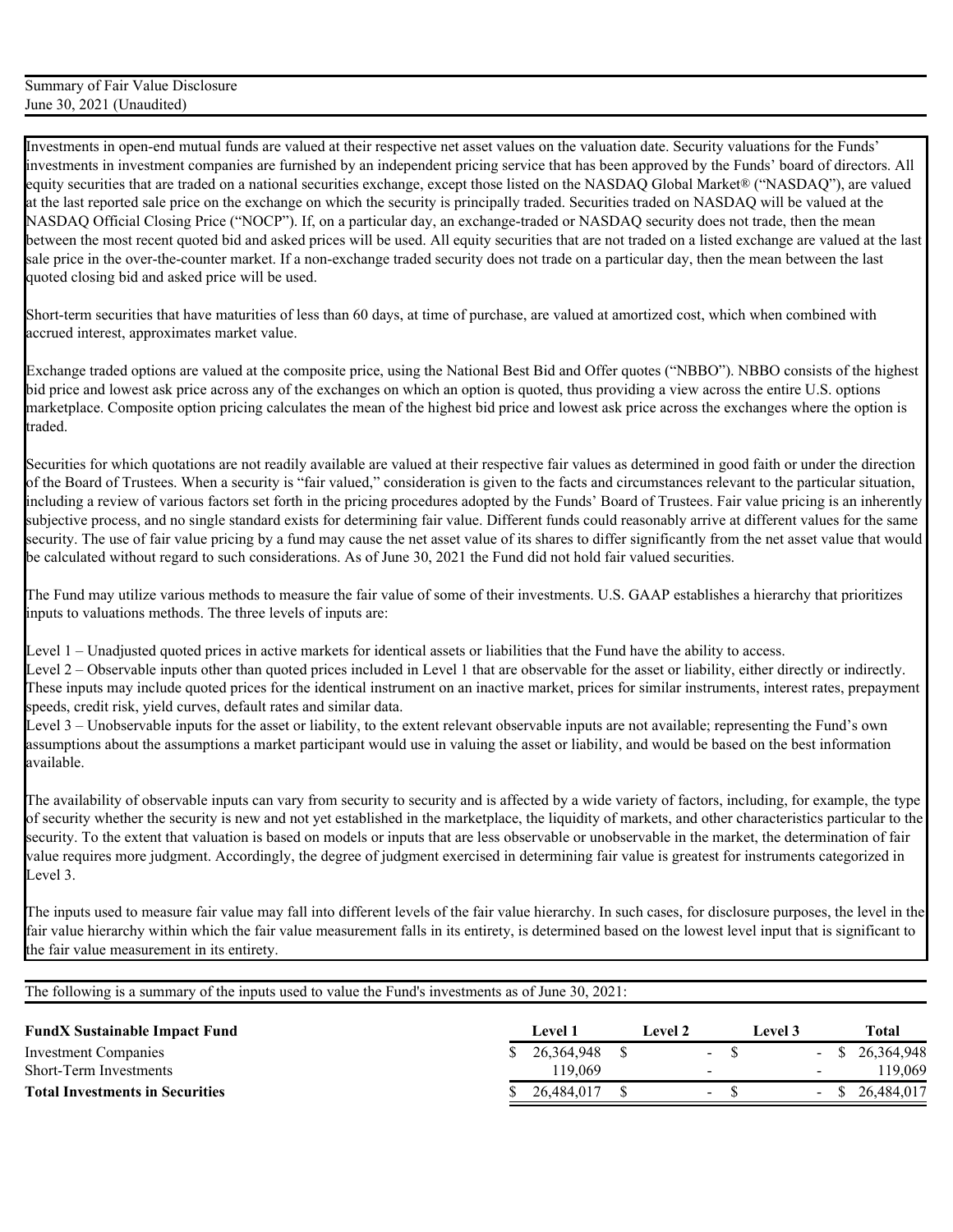Summary of Fair Value Disclosure
June 30, 2021 (Unaudited)

Investments in open-end mutual funds are valued at their respective net asset values on the valuation date. Security valuations for the Funds' investments in investment companies are furnished by an independent pricing service that has been approved by the Funds' board of directors. All equity securities that are traded on a national securities exchange, except those listed on the NASDAQ Global Market® ("NASDAQ"), are valued at the last reported sale price on the exchange on which the security is principally traded. Securities traded on NASDAQ will be valued at the NASDAQ Official Closing Price ("NOCP"). If, on a particular day, an exchange-traded or NASDAQ security does not trade, then the mean between the most recent quoted bid and asked prices will be used. All equity securities that are not traded on a listed exchange are valued at the last sale price in the over-the-counter market. If a non-exchange traded security does not trade on a particular day, then the mean between the last quoted closing bid and asked price will be used.

Short-term securities that have maturities of less than 60 days, at time of purchase, are valued at amortized cost, which when combined with accrued interest, approximates market value.

Exchange traded options are valued at the composite price, using the National Best Bid and Offer quotes ("NBBO"). NBBO consists of the highest bid price and lowest ask price across any of the exchanges on which an option is quoted, thus providing a view across the entire U.S. options marketplace. Composite option pricing calculates the mean of the highest bid price and lowest ask price across the exchanges where the option is traded.

Securities for which quotations are not readily available are valued at their respective fair values as determined in good faith or under the direction of the Board of Trustees. When a security is "fair valued," consideration is given to the facts and circumstances relevant to the particular situation, including a review of various factors set forth in the pricing procedures adopted by the Funds' Board of Trustees. Fair value pricing is an inherently subjective process, and no single standard exists for determining fair value. Different funds could reasonably arrive at different values for the same security. The use of fair value pricing by a fund may cause the net asset value of its shares to differ significantly from the net asset value that would be calculated without regard to such considerations. As of June 30, 2021 the Fund did not hold fair valued securities.

The Fund may utilize various methods to measure the fair value of some of their investments. U.S. GAAP establishes a hierarchy that prioritizes inputs to valuations methods. The three levels of inputs are:

Level 1 – Unadjusted quoted prices in active markets for identical assets or liabilities that the Fund have the ability to access.
Level 2 – Observable inputs other than quoted prices included in Level 1 that are observable for the asset or liability, either directly or indirectly. These inputs may include quoted prices for the identical instrument on an inactive market, prices for similar instruments, interest rates, prepayment speeds, credit risk, yield curves, default rates and similar data.
Level 3 – Unobservable inputs for the asset or liability, to the extent relevant observable inputs are not available; representing the Fund's own assumptions about the assumptions a market participant would use in valuing the asset or liability, and would be based on the best information available.

The availability of observable inputs can vary from security to security and is affected by a wide variety of factors, including, for example, the type of security whether the security is new and not yet established in the marketplace, the liquidity of markets, and other characteristics particular to the security. To the extent that valuation is based on models or inputs that are less observable or unobservable in the market, the determination of fair value requires more judgment. Accordingly, the degree of judgment exercised in determining fair value is greatest for instruments categorized in Level 3.

The inputs used to measure fair value may fall into different levels of the fair value hierarchy. In such cases, for disclosure purposes, the level in the fair value hierarchy within which the fair value measurement falls in its entirety, is determined based on the lowest level input that is significant to the fair value measurement in its entirety.

The following is a summary of the inputs used to value the Fund's investments as of June 30, 2021:

| **FundX Sustainable Impact Fund** | **Level 1** | **Level 2** | **Level 3** | **Total** |
|---|---|---|---|---|
| Investment Companies | $ 26,364,948 | $ - | $ - | $ 26,364,948 |
| Short-Term Investments | 119,069 | - | - | 119,069 |
| **Total Investments in Securities** | $ 26,484,017 | $ - | $ - | $ 26,484,017 |